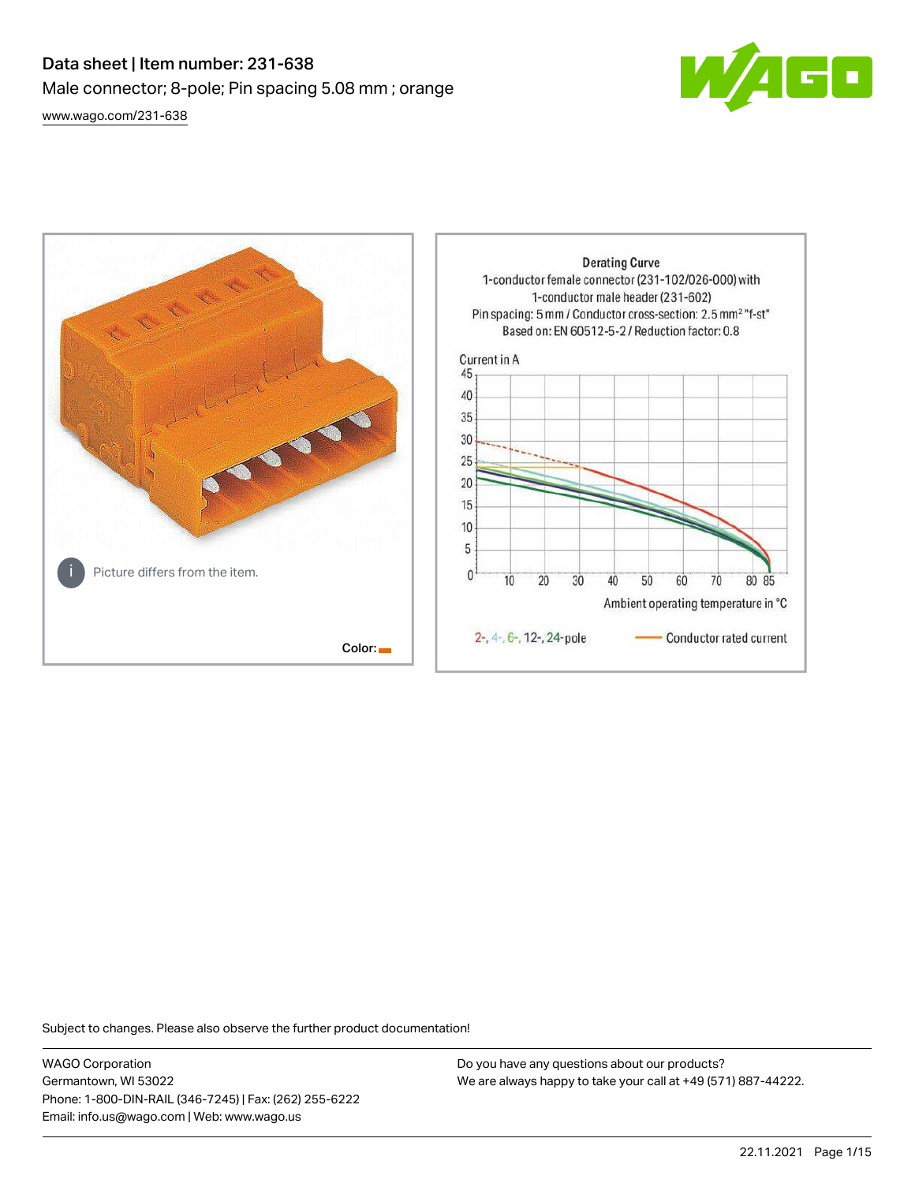# Data sheet | Item number: 231-638

Male connector; 8-pole; Pin spacing 5.08 mm ; orange

www.wago.com/231-638

Picture differs from the item.

Color:

Derating Curve
1-conductor female connector (231-102/026-000) with 1-conductor male header (231-602)
Pin spacing: 5 mm / Conductor cross-section: 2.5 mm² "f-st"
Based on: EN 60512-5-2 / Reduction factor: 0.8

Current in A

Ambient operating temperature in °C

2-, 4-, 6-, 12-, 24-pole — Conductor rated current

Subject to changes. Please also observe the further product documentation!

WAGO Corporation
Germantown, WI 53022
Phone: 1-800-DIN-RAIL (346-7245) | Fax: (262) 255-6222
Email: info.us@wago.com | Web: www.wago.us

Do you have any questions about our products?
We are always happy to take your call at +49 (571) 887-44222.

22.11.2021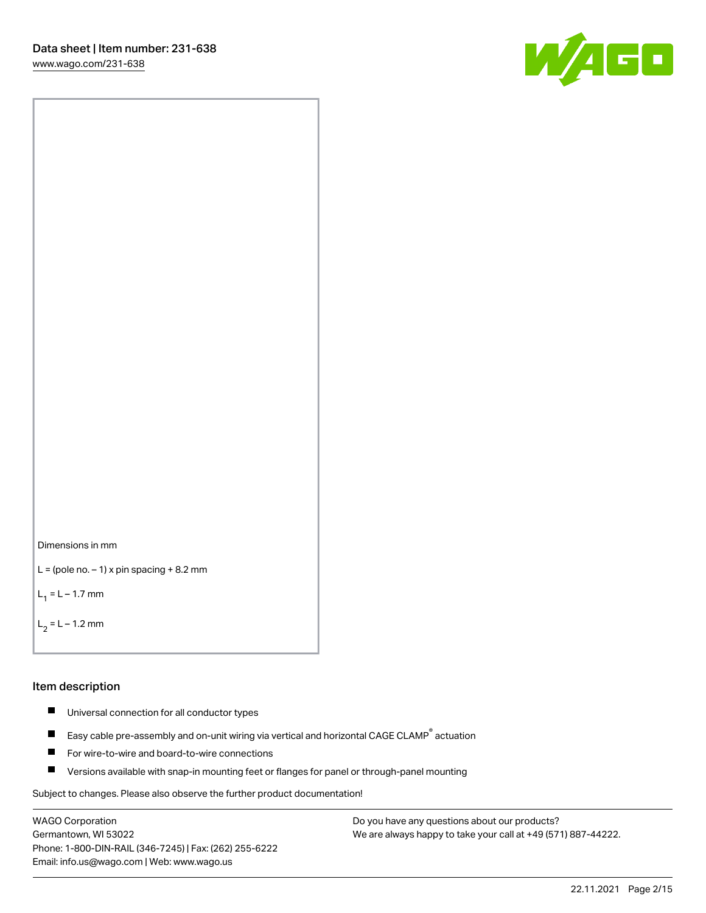Dimensions in mm

L = (pole no. – 1) x pin spacing + 8.2 mm

$L_1$ = L – 1.7 mm

$L_2$ = L – 1.2 mm

## Item description

- Universal connection for all conductor types
- Easy cable pre-assembly and on-unit wiring via vertical and horizontal CAGE CLAMP® actuation
- For wire-to-wire and board-to-wire connections
- Versions available with snap-in mounting feet or flanges for panel or through-panel mounting

Subject to changes. Please also observe the further product documentation!

WAGO Corporation
Germantown, WI 53022
Phone: 1-800-DIN-RAIL (346-7245) | Fax: (262) 255-6222
Email: info.us@wago.com | Web: www.wago.us

Do you have any questions about our products?
We are always happy to take your call at +49 (571) 887-44222.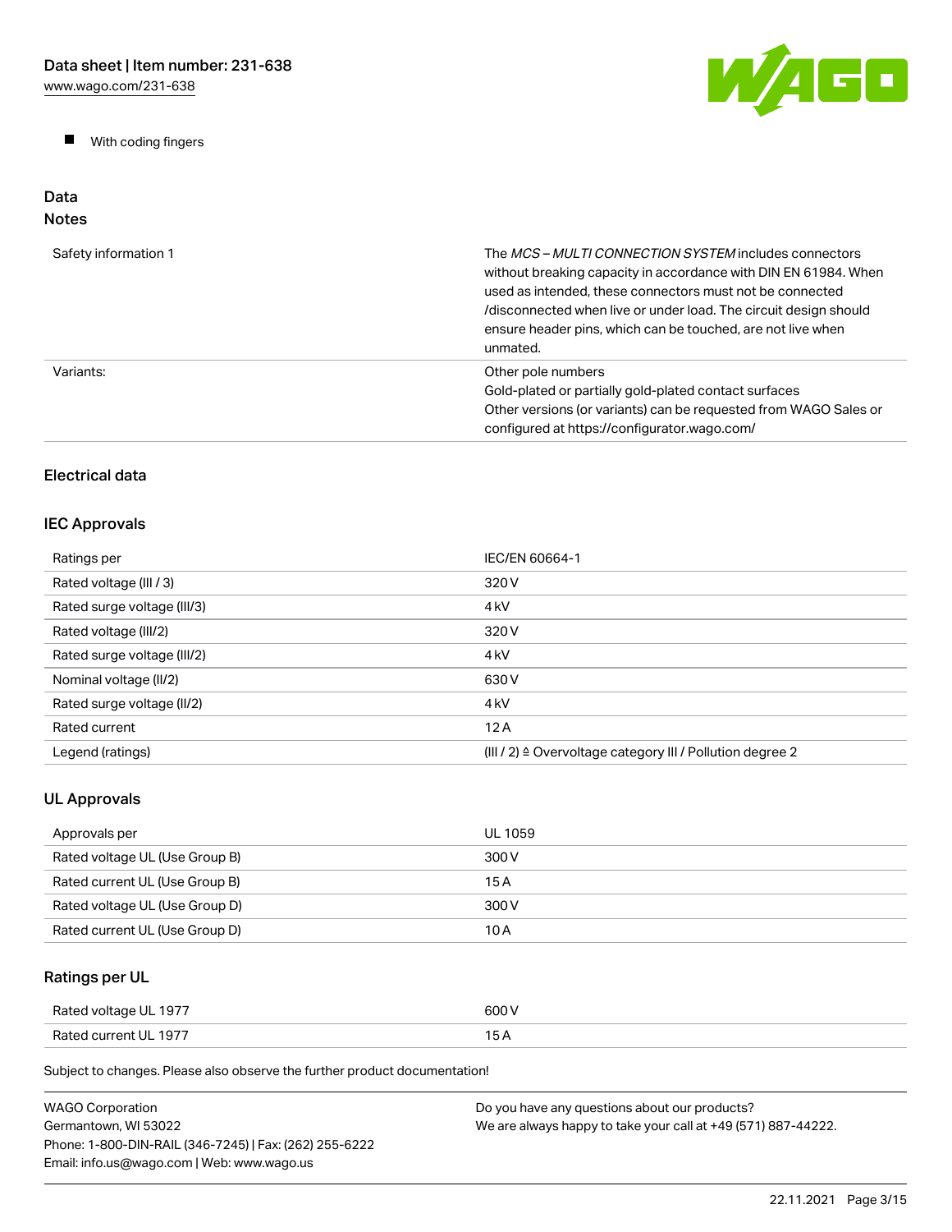- With coding fingers

## Data

### Notes

| | |
|---|---|
| Safety information 1 | The *MCS – MULTI CONNECTION SYSTEM* includes connectors without breaking capacity in accordance with DIN EN 61984. When used as intended, these connectors must not be connected /disconnected when live or under load. The circuit design should ensure header pins, which can be touched, are not live when unmated. |
| Variants: | Other pole numbers<br>Gold-plated or partially gold-plated contact surfaces<br>Other versions (or variants) can be requested from WAGO Sales or configured at https://configurator.wago.com/ |

### Electrical data

### IEC Approvals

| | |
|---|---|
| Ratings per | IEC/EN 60664-1 |
| Rated voltage (III / 3) | 320 V |
| Rated surge voltage (III/3) | 4 kV |
| Rated voltage (III/2) | 320 V |
| Rated surge voltage (III/2) | 4 kV |
| Nominal voltage (II/2) | 630 V |
| Rated surge voltage (II/2) | 4 kV |
| Rated current | 12 A |
| Legend (ratings) | (III / 2) ≙ Overvoltage category III / Pollution degree 2 |

### UL Approvals

| | |
|---|---|
| Approvals per | UL 1059 |
| Rated voltage UL (Use Group B) | 300 V |
| Rated current UL (Use Group B) | 15 A |
| Rated voltage UL (Use Group D) | 300 V |
| Rated current UL (Use Group D) | 10 A |

### Ratings per UL

| | |
|---|---|
| Rated voltage UL 1977 | 600 V |
| Rated current UL 1977 | 15 A |

Subject to changes. Please also observe the further product documentation!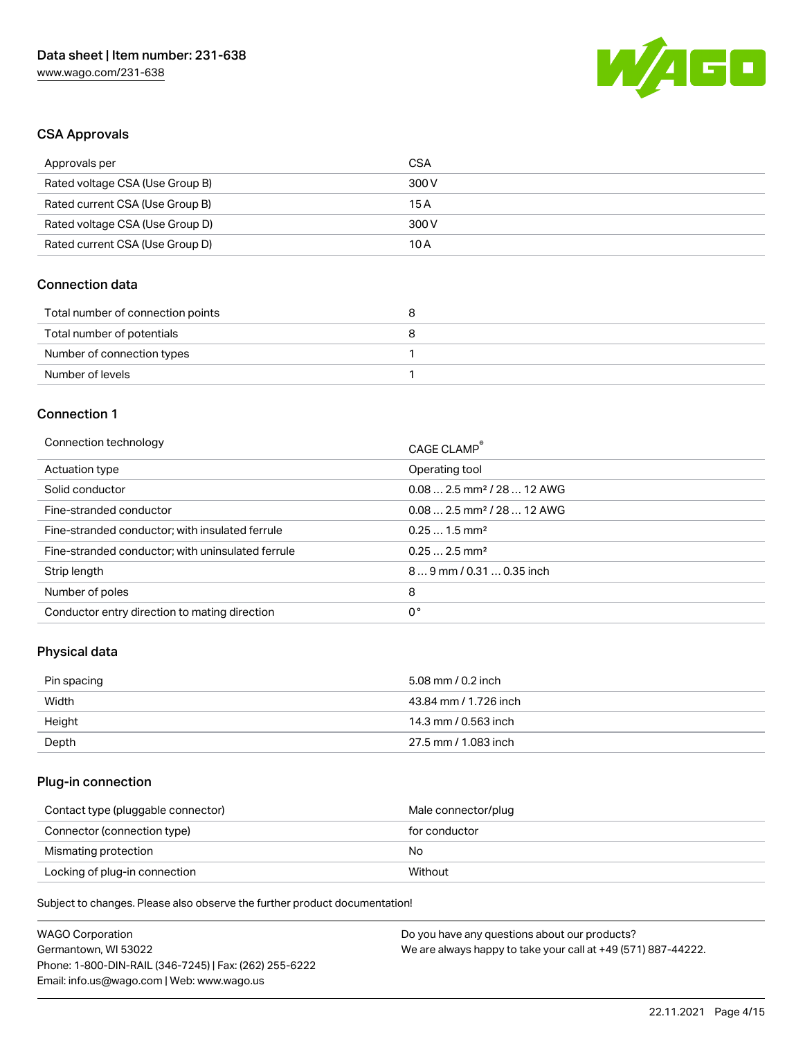## CSA Approvals

| Approvals per | CSA |
| --- | --- |
| Rated voltage CSA (Use Group B) | 300 V |
| Rated current CSA (Use Group B) | 15 A |
| Rated voltage CSA (Use Group D) | 300 V |
| Rated current CSA (Use Group D) | 10 A |

## Connection data

| Total number of connection points | 8 |
| --- | --- |
| Total number of potentials | 8 |
| Number of connection types | 1 |
| Number of levels | 1 |

## Connection 1

| Connection technology | CAGE CLAMP® |
| --- | --- |
| Actuation type | Operating tool |
| Solid conductor | 0.08 … 2.5 mm² / 28 … 12 AWG |
| Fine-stranded conductor | 0.08 … 2.5 mm² / 28 … 12 AWG |
| Fine-stranded conductor; with insulated ferrule | 0.25 … 1.5 mm² |
| Fine-stranded conductor; with uninsulated ferrule | 0.25 … 2.5 mm² |
| Strip length | 8 … 9 mm / 0.31 … 0.35 inch |
| Number of poles | 8 |
| Conductor entry direction to mating direction | 0 ° |

## Physical data

| Pin spacing | 5.08 mm / 0.2 inch |
| --- | --- |
| Width | 43.84 mm / 1.726 inch |
| Height | 14.3 mm / 0.563 inch |
| Depth | 27.5 mm / 1.083 inch |

## Plug-in connection

| Contact type (pluggable connector) | Male connector/plug |
| --- | --- |
| Connector (connection type) | for conductor |
| Mismatching protection | No |
| Locking of plug-in connection | Without |

Subject to changes. Please also observe the further product documentation!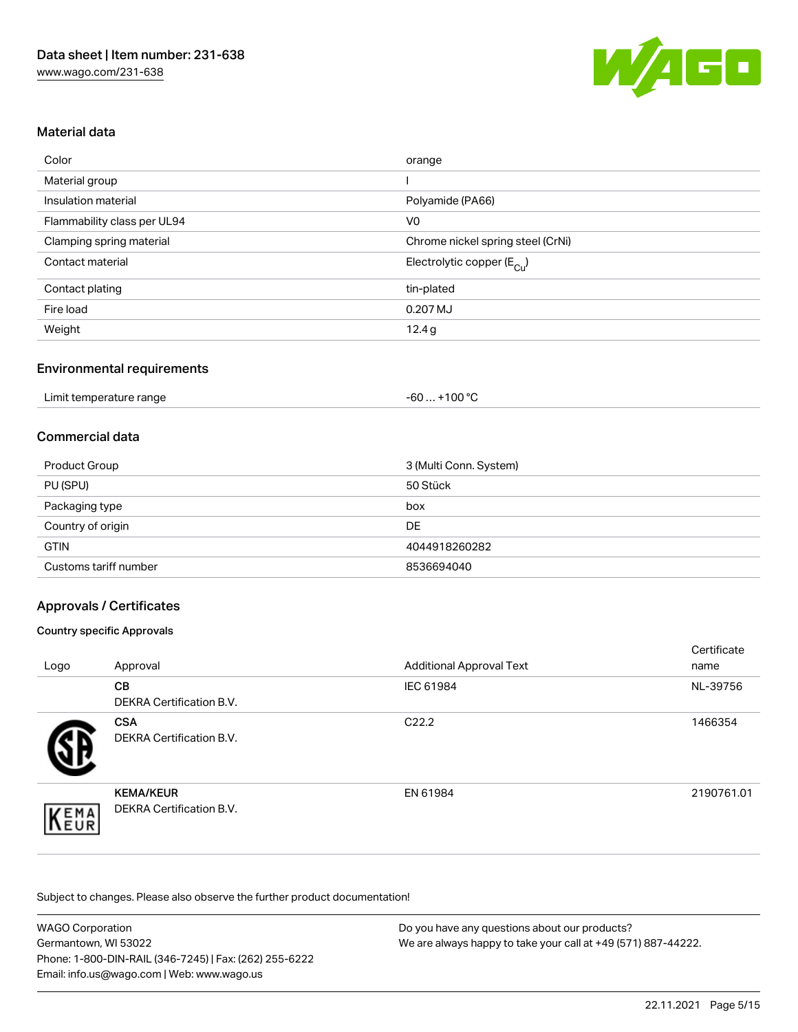## Material data

| Color | orange |
| --- | --- |
| Material group | I |
| Insulation material | Polyamide (PA66) |
| Flammability class per UL94 | V0 |
| Clamping spring material | Chrome nickel spring steel (CrNi) |
| Contact material | Electrolytic copper ($E_{Cu}$) |
| Contact plating | tin-plated |
| Fire load | 0.207 MJ |
| Weight | 12.4 g |

## Environmental requirements

| Limit temperature range | -60 … +100 °C |
| --- | --- |

## Commercial data

| Product Group | 3 (Multi Conn. System) |
| --- | --- |
| PU (SPU) | 50 Stück |
| Packaging type | box |
| Country of origin | DE |
| GTIN | 4044918260282 |
| Customs tariff number | 8536694040 |

## Approvals / Certificates

### Country specific Approvals

| Logo | Approval | Additional Approval Text | Certificate name |
| --- | --- | --- | --- |
| | **CB** DEKRA Certification B.V. | IEC 61984 | NL-39756 |
| | **CSA** DEKRA Certification B.V. | C22.2 | 1466354 |
| | **KEMA/KEUR** DEKRA Certification B.V. | EN 61984 | 2190761.01 |

Subject to changes. Please also observe the further product documentation!

WAGO Corporation
Germantown, WI 53022
Phone: 1-800-DIN-RAIL (346-7245) | Fax: (262) 255-6222
Email: info.us@wago.com | Web: www.wago.us

Do you have any questions about our products?
We are always happy to take your call at +49 (571) 887-44222.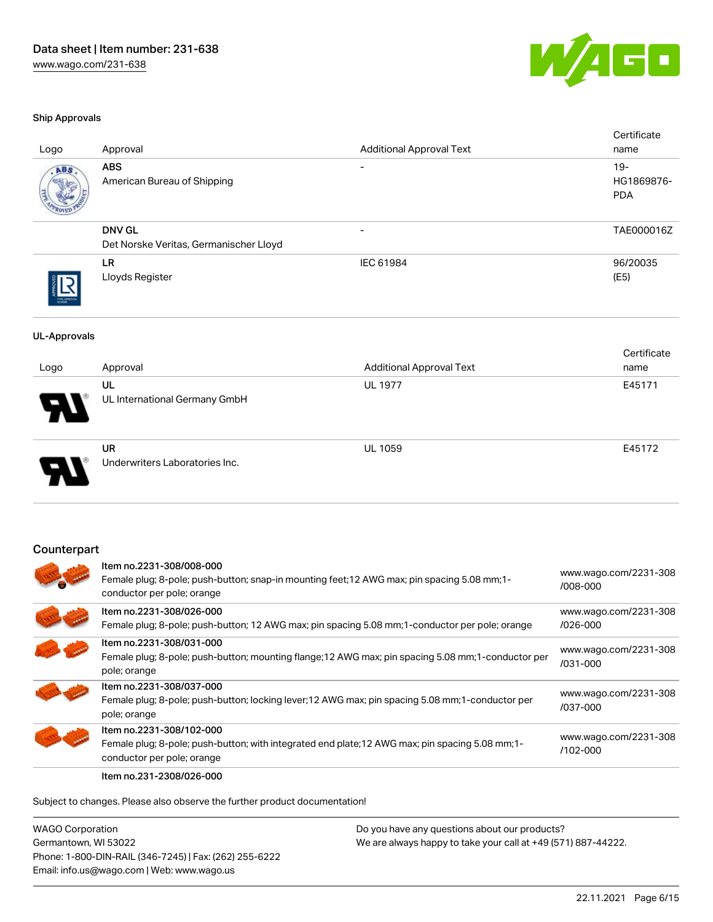### Ship Approvals

| Logo | Approval | Additional Approval Text | Certificate name |
| --- | --- | --- | --- |
| | **ABS**<br>American Bureau of Shipping | - | 19-HG1869876-PDA |
| | **DNV GL**<br>Det Norske Veritas, Germanischer Lloyd | - | TAE000016Z |
| | **LR**<br>Lloyds Register | IEC 61984 | 96/20035 (E5) |

### UL-Approvals

| Logo | Approval | Additional Approval Text | Certificate name |
| --- | --- | --- | --- |
| | **UL**<br>UL International Germany GmbH | UL 1977 | E45171 |
| | **UR**<br>Underwriters Laboratories Inc. | UL 1059 | E45172 |

## Counterpart

| | | |
| --- | --- | --- |
| | Item no.2231-308/008-000<br>Female plug; 8-pole; push-button; snap-in mounting feet;12 AWG max; pin spacing 5.08 mm;1-conductor per pole; orange | www.wago.com/2231-308/008-000 |
| | Item no.2231-308/026-000<br>Female plug; 8-pole; push-button; 12 AWG max; pin spacing 5.08 mm;1-conductor per pole; orange | www.wago.com/2231-308/026-000 |
| | Item no.2231-308/031-000<br>Female plug; 8-pole; push-button; mounting flange;12 AWG max; pin spacing 5.08 mm;1-conductor per pole; orange | www.wago.com/2231-308/031-000 |
| | Item no.2231-308/037-000<br>Female plug; 8-pole; push-button; locking lever;12 AWG max; pin spacing 5.08 mm;1-conductor per pole; orange | www.wago.com/2231-308/037-000 |
| | Item no.2231-308/102-000<br>Female plug; 8-pole; push-button; with integrated end plate;12 AWG max; pin spacing 5.08 mm;1-conductor per pole; orange | www.wago.com/2231-308/102-000 |
| | Item no.231-2308/026-000 | |

Subject to changes. Please also observe the further product documentation!

WAGO Corporation
Germantown, WI 53022
Phone: 1-800-DIN-RAIL (346-7245) | Fax: (262) 255-6222
Email: info.us@wago.com | Web: www.wago.us

Do you have any questions about our products?
We are always happy to take your call at +49 (571) 887-44222.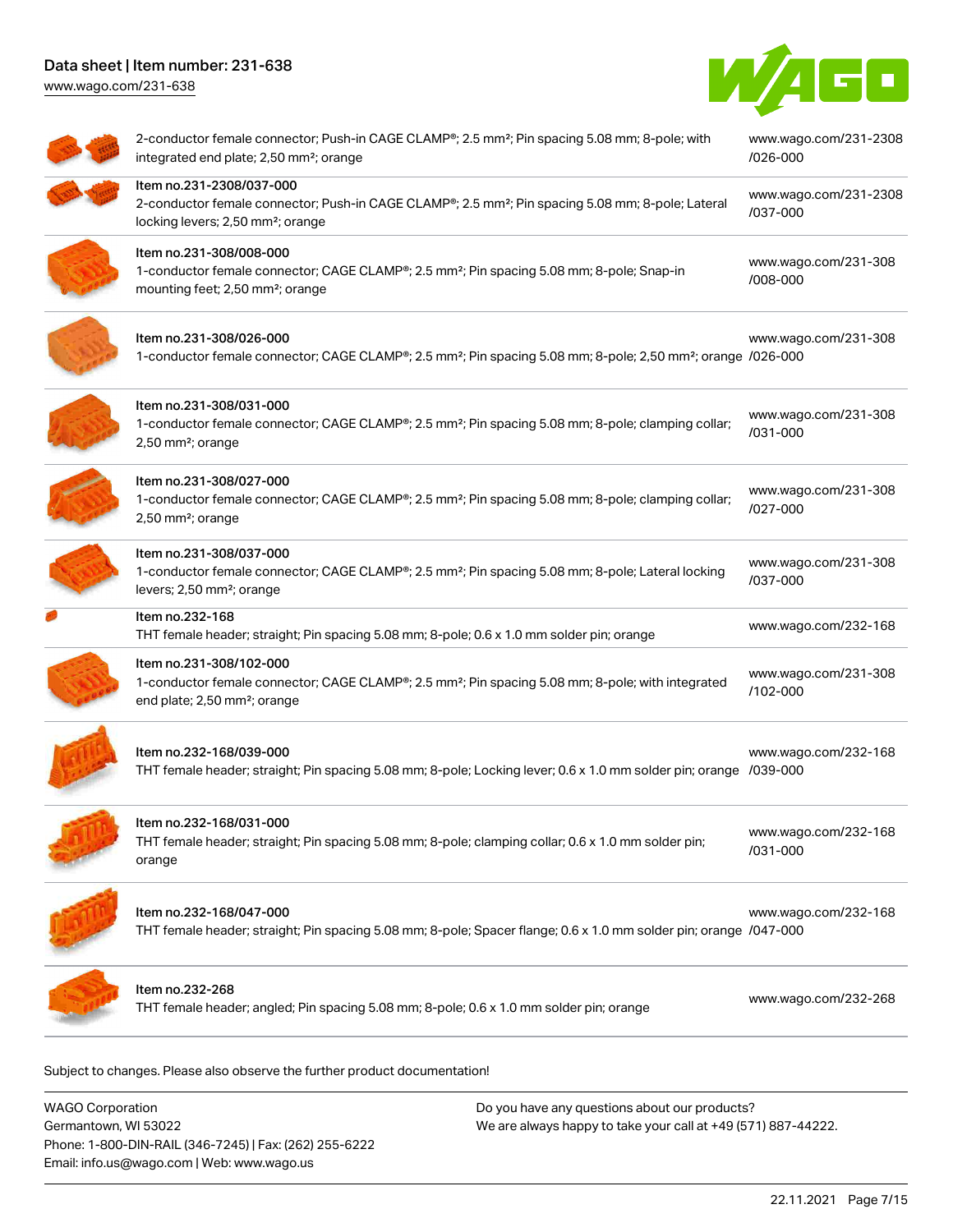| Description | Link |
|---|---|
| 2-conductor female connector; Push-in CAGE CLAMP®; 2.5 mm²; Pin spacing 5.08 mm; 8-pole; with integrated end plate; 2,50 mm²; orange | www.wago.com/231-2308/026-000 |
| Item no.231-2308/037-000<br>2-conductor female connector; Push-in CAGE CLAMP®; 2.5 mm²; Pin spacing 5.08 mm; 8-pole; Lateral locking levers; 2,50 mm²; orange | www.wago.com/231-2308/037-000 |
| Item no.231-308/008-000<br>1-conductor female connector; CAGE CLAMP®; 2.5 mm²; Pin spacing 5.08 mm; 8-pole; Snap-in mounting feet; 2,50 mm²; orange | www.wago.com/231-308/008-000 |
| Item no.231-308/026-000<br>1-conductor female connector; CAGE CLAMP®; 2.5 mm²; Pin spacing 5.08 mm; 8-pole; 2,50 mm²; orange | www.wago.com/231-308/026-000 |
| Item no.231-308/031-000<br>1-conductor female connector; CAGE CLAMP®; 2.5 mm²; Pin spacing 5.08 mm; 8-pole; clamping collar; 2,50 mm²; orange | www.wago.com/231-308/031-000 |
| Item no.231-308/027-000<br>1-conductor female connector; CAGE CLAMP®; 2.5 mm²; Pin spacing 5.08 mm; 8-pole; clamping collar; 2,50 mm²; orange | www.wago.com/231-308/027-000 |
| Item no.231-308/037-000<br>1-conductor female connector; CAGE CLAMP®; 2.5 mm²; Pin spacing 5.08 mm; 8-pole; Lateral locking levers; 2,50 mm²; orange | www.wago.com/231-308/037-000 |
| Item no.232-168<br>THT female header; straight; Pin spacing 5.08 mm; 8-pole; 0.6 x 1.0 mm solder pin; orange | www.wago.com/232-168 |
| Item no.231-308/102-000<br>1-conductor female connector; CAGE CLAMP®; 2.5 mm²; Pin spacing 5.08 mm; 8-pole; with integrated end plate; 2,50 mm²; orange | www.wago.com/231-308/102-000 |
| Item no.232-168/039-000<br>THT female header; straight; Pin spacing 5.08 mm; 8-pole; Locking lever; 0.6 x 1.0 mm solder pin; orange | www.wago.com/232-168/039-000 |
| Item no.232-168/031-000<br>THT female header; straight; Pin spacing 5.08 mm; 8-pole; clamping collar; 0.6 x 1.0 mm solder pin; orange | www.wago.com/232-168/031-000 |
| Item no.232-168/047-000<br>THT female header; straight; Pin spacing 5.08 mm; 8-pole; Spacer flange; 0.6 x 1.0 mm solder pin; orange | www.wago.com/232-168/047-000 |
| Item no.232-268<br>THT female header; angled; Pin spacing 5.08 mm; 8-pole; 0.6 x 1.0 mm solder pin; orange | www.wago.com/232-268 |

Subject to changes. Please also observe the further product documentation!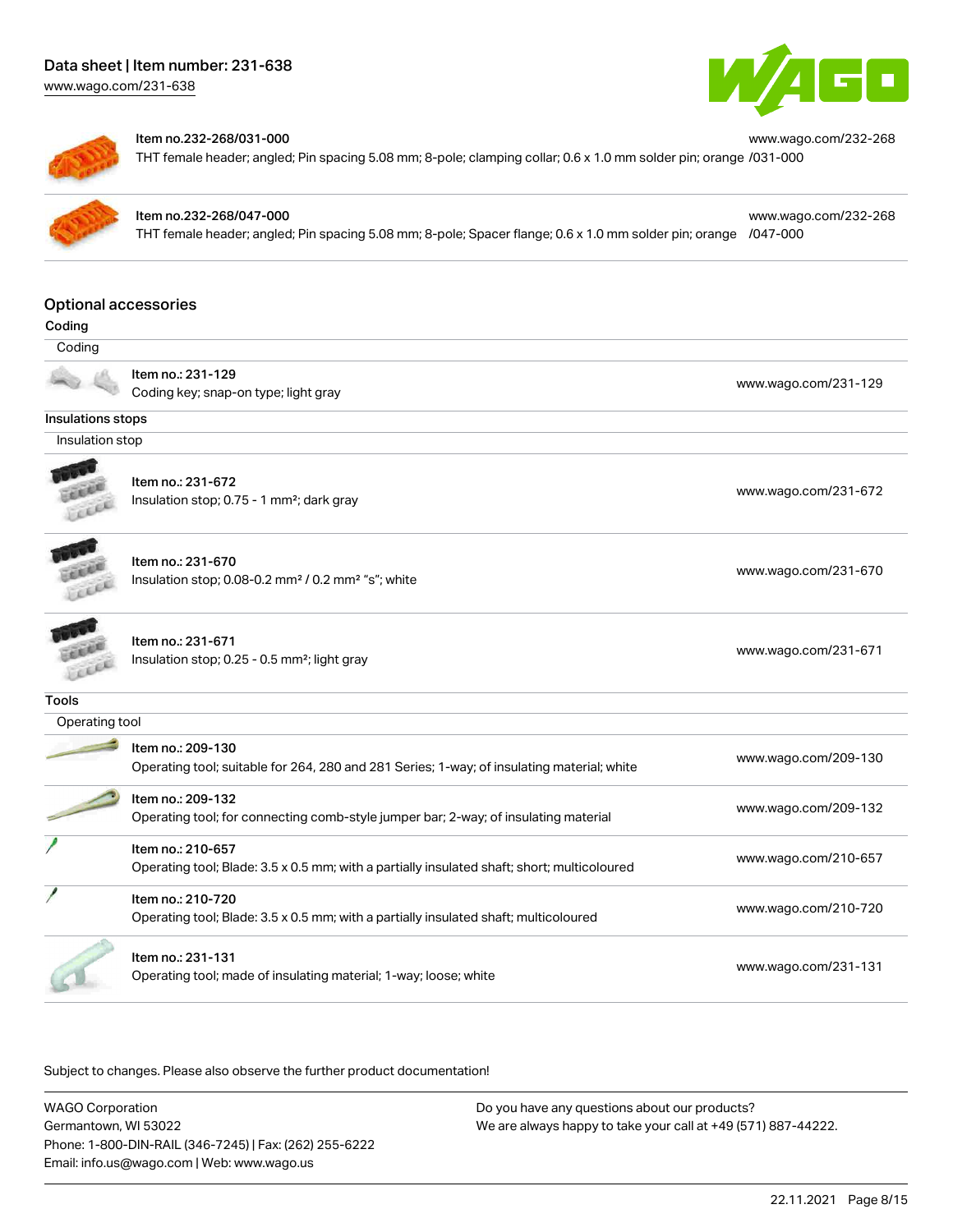Item no.232-268/031-000
THT female header; angled; Pin spacing 5.08 mm; 8-pole; clamping collar; 0.6 x 1.0 mm solder pin; orange
www.wago.com/232-268/031-000

Item no.232-268/047-000
THT female header; angled; Pin spacing 5.08 mm; 8-pole; Spacer flange; 0.6 x 1.0 mm solder pin; orange
www.wago.com/232-268/047-000

## Optional accessories

### Coding

Coding

| Item | Link |
| --- | --- |
| Item no.: 231-129<br>Coding key; snap-on type; light gray | www.wago.com/231-129 |

### Insulations stops

Insulation stop

| Item | Link |
| --- | --- |
| Item no.: 231-672<br>Insulation stop; 0.75 - 1 mm²; dark gray | www.wago.com/231-672 |
| Item no.: 231-670<br>Insulation stop; 0.08-0.2 mm² / 0.2 mm² "s"; white | www.wago.com/231-670 |
| Item no.: 231-671<br>Insulation stop; 0.25 - 0.5 mm²; light gray | www.wago.com/231-671 |

### Tools

Operating tool

| Item | Link |
| --- | --- |
| Item no.: 209-130<br>Operating tool; suitable for 264, 280 and 281 Series; 1-way; of insulating material; white | www.wago.com/209-130 |
| Item no.: 209-132<br>Operating tool; for connecting comb-style jumper bar; 2-way; of insulating material | www.wago.com/209-132 |
| Item no.: 210-657<br>Operating tool; Blade: 3.5 x 0.5 mm; with a partially insulated shaft; short; multicoloured | www.wago.com/210-657 |
| Item no.: 210-720<br>Operating tool; Blade: 3.5 x 0.5 mm; with a partially insulated shaft; multicoloured | www.wago.com/210-720 |
| Item no.: 231-131<br>Operating tool; made of insulating material; 1-way; loose; white | www.wago.com/231-131 |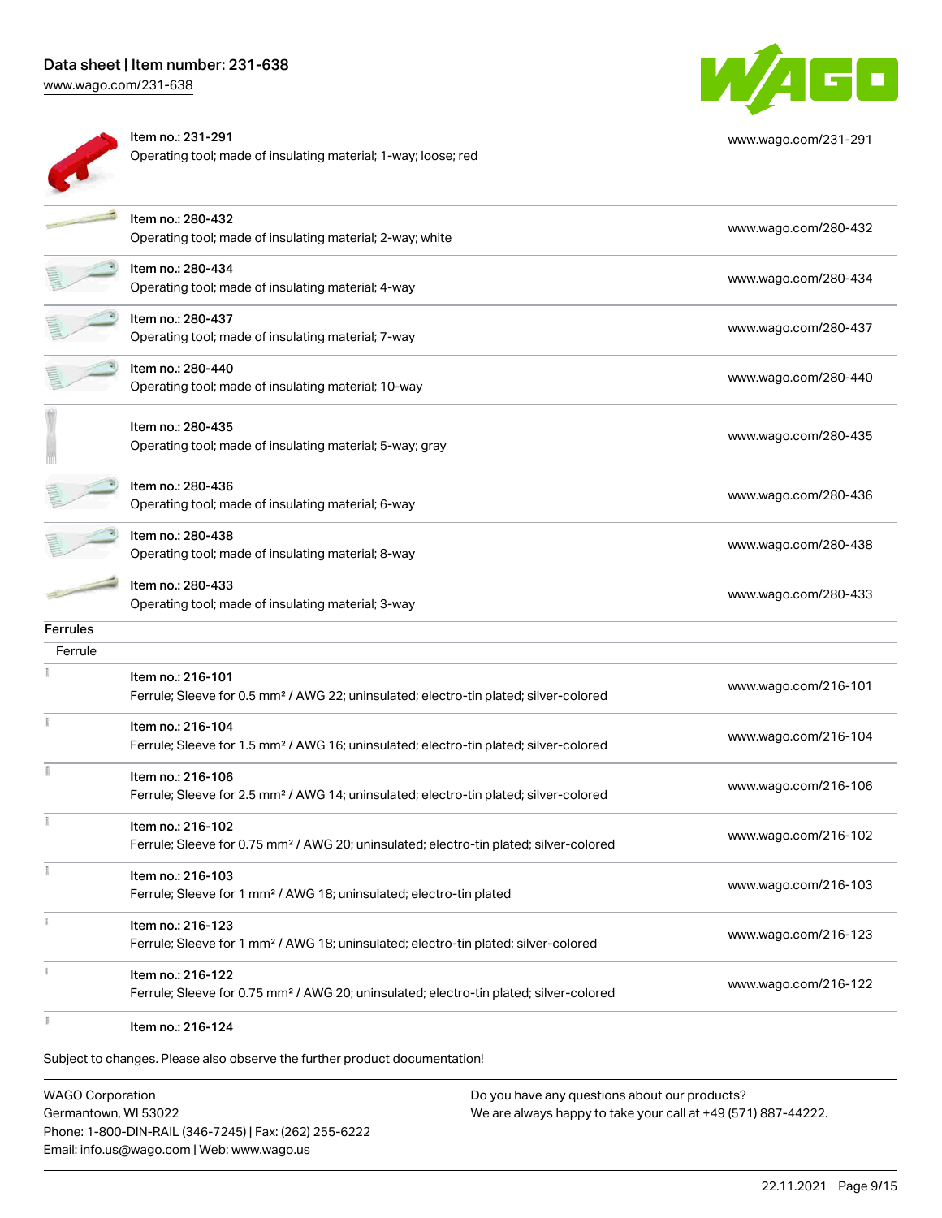| | |
|---|---|
| Item no.: 231-291<br>Operating tool; made of insulating material; 1-way; loose; red | www.wago.com/231-291 |
| Item no.: 280-432<br>Operating tool; made of insulating material; 2-way; white | www.wago.com/280-432 |
| Item no.: 280-434<br>Operating tool; made of insulating material; 4-way | www.wago.com/280-434 |
| Item no.: 280-437<br>Operating tool; made of insulating material; 7-way | www.wago.com/280-437 |
| Item no.: 280-440<br>Operating tool; made of insulating material; 10-way | www.wago.com/280-440 |
| Item no.: 280-435<br>Operating tool; made of insulating material; 5-way; gray | www.wago.com/280-435 |
| Item no.: 280-436<br>Operating tool; made of insulating material; 6-way | www.wago.com/280-436 |
| Item no.: 280-438<br>Operating tool; made of insulating material; 8-way | www.wago.com/280-438 |
| Item no.: 280-433<br>Operating tool; made of insulating material; 3-way | www.wago.com/280-433 |

## Ferrules

### Ferrule

| | |
|---|---|
| Item no.: 216-101<br>Ferrule; Sleeve for 0.5 mm² / AWG 22; uninsulated; electro-tin plated; silver-colored | www.wago.com/216-101 |
| Item no.: 216-104<br>Ferrule; Sleeve for 1.5 mm² / AWG 16; uninsulated; electro-tin plated; silver-colored | www.wago.com/216-104 |
| Item no.: 216-106<br>Ferrule; Sleeve for 2.5 mm² / AWG 14; uninsulated; electro-tin plated; silver-colored | www.wago.com/216-106 |
| Item no.: 216-102<br>Ferrule; Sleeve for 0.75 mm² / AWG 20; uninsulated; electro-tin plated; silver-colored | www.wago.com/216-102 |
| Item no.: 216-103<br>Ferrule; Sleeve for 1 mm² / AWG 18; uninsulated; electro-tin plated | www.wago.com/216-103 |
| Item no.: 216-123<br>Ferrule; Sleeve for 1 mm² / AWG 18; uninsulated; electro-tin plated; silver-colored | www.wago.com/216-123 |
| Item no.: 216-122<br>Ferrule; Sleeve for 0.75 mm² / AWG 20; uninsulated; electro-tin plated; silver-colored | www.wago.com/216-122 |
| Item no.: 216-124 | |

Subject to changes. Please also observe the further product documentation!

WAGO Corporation
Germantown, WI 53022
Phone: 1-800-DIN-RAIL (346-7245) | Fax: (262) 255-6222
Email: info.us@wago.com | Web: www.wago.us

Do you have any questions about our products?
We are always happy to take your call at +49 (571) 887-44222.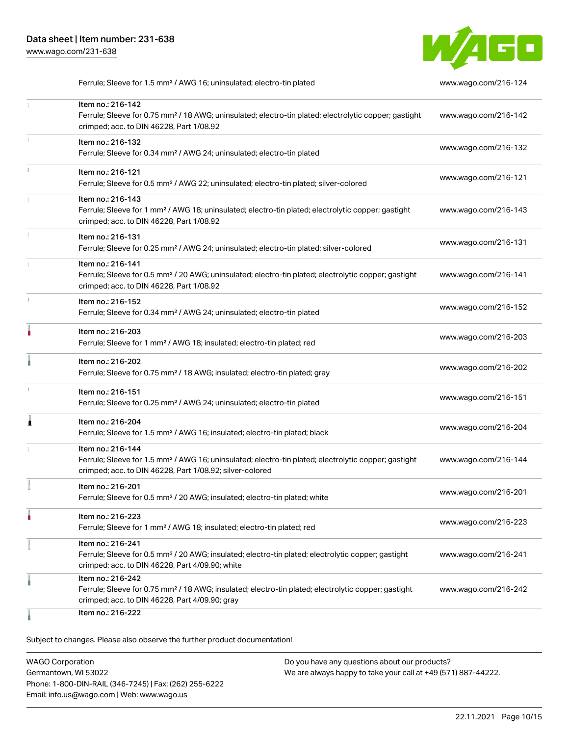| | |
|---|---|
| Ferrule; Sleeve for 1.5 mm² / AWG 16; uninsulated; electro-tin plated | www.wago.com/216-124 |
| Item no.: 216-142<br>Ferrule; Sleeve for 0.75 mm² / 18 AWG; uninsulated; electro-tin plated; electrolytic copper; gastight crimped; acc. to DIN 46228, Part 1/08.92 | www.wago.com/216-142 |
| Item no.: 216-132<br>Ferrule; Sleeve for 0.34 mm² / AWG 24; uninsulated; electro-tin plated | www.wago.com/216-132 |
| Item no.: 216-121<br>Ferrule; Sleeve for 0.5 mm² / AWG 22; uninsulated; electro-tin plated; silver-colored | www.wago.com/216-121 |
| Item no.: 216-143<br>Ferrule; Sleeve for 1 mm² / AWG 18; uninsulated; electro-tin plated; electrolytic copper; gastight crimped; acc. to DIN 46228, Part 1/08.92 | www.wago.com/216-143 |
| Item no.: 216-131<br>Ferrule; Sleeve for 0.25 mm² / AWG 24; uninsulated; electro-tin plated; silver-colored | www.wago.com/216-131 |
| Item no.: 216-141<br>Ferrule; Sleeve for 0.5 mm² / 20 AWG; uninsulated; electro-tin plated; electrolytic copper; gastight crimped; acc. to DIN 46228, Part 1/08.92 | www.wago.com/216-141 |
| Item no.: 216-152<br>Ferrule; Sleeve for 0.34 mm² / AWG 24; uninsulated; electro-tin plated | www.wago.com/216-152 |
| Item no.: 216-203<br>Ferrule; Sleeve for 1 mm² / AWG 18; insulated; electro-tin plated; red | www.wago.com/216-203 |
| Item no.: 216-202<br>Ferrule; Sleeve for 0.75 mm² / 18 AWG; insulated; electro-tin plated; gray | www.wago.com/216-202 |
| Item no.: 216-151<br>Ferrule; Sleeve for 0.25 mm² / AWG 24; uninsulated; electro-tin plated | www.wago.com/216-151 |
| Item no.: 216-204<br>Ferrule; Sleeve for 1.5 mm² / AWG 16; insulated; electro-tin plated; black | www.wago.com/216-204 |
| Item no.: 216-144<br>Ferrule; Sleeve for 1.5 mm² / AWG 16; uninsulated; electro-tin plated; electrolytic copper; gastight crimped; acc. to DIN 46228, Part 1/08.92; silver-colored | www.wago.com/216-144 |
| Item no.: 216-201<br>Ferrule; Sleeve for 0.5 mm² / 20 AWG; insulated; electro-tin plated; white | www.wago.com/216-201 |
| Item no.: 216-223<br>Ferrule; Sleeve for 1 mm² / AWG 18; insulated; electro-tin plated; red | www.wago.com/216-223 |
| Item no.: 216-241<br>Ferrule; Sleeve for 0.5 mm² / 20 AWG; insulated; electro-tin plated; electrolytic copper; gastight crimped; acc. to DIN 46228, Part 4/09.90; white | www.wago.com/216-241 |
| Item no.: 216-242<br>Ferrule; Sleeve for 0.75 mm² / 18 AWG; insulated; electro-tin plated; electrolytic copper; gastight crimped; acc. to DIN 46228, Part 4/09.90; gray | www.wago.com/216-242 |
| Item no.: 216-222 | |

Subject to changes. Please also observe the further product documentation!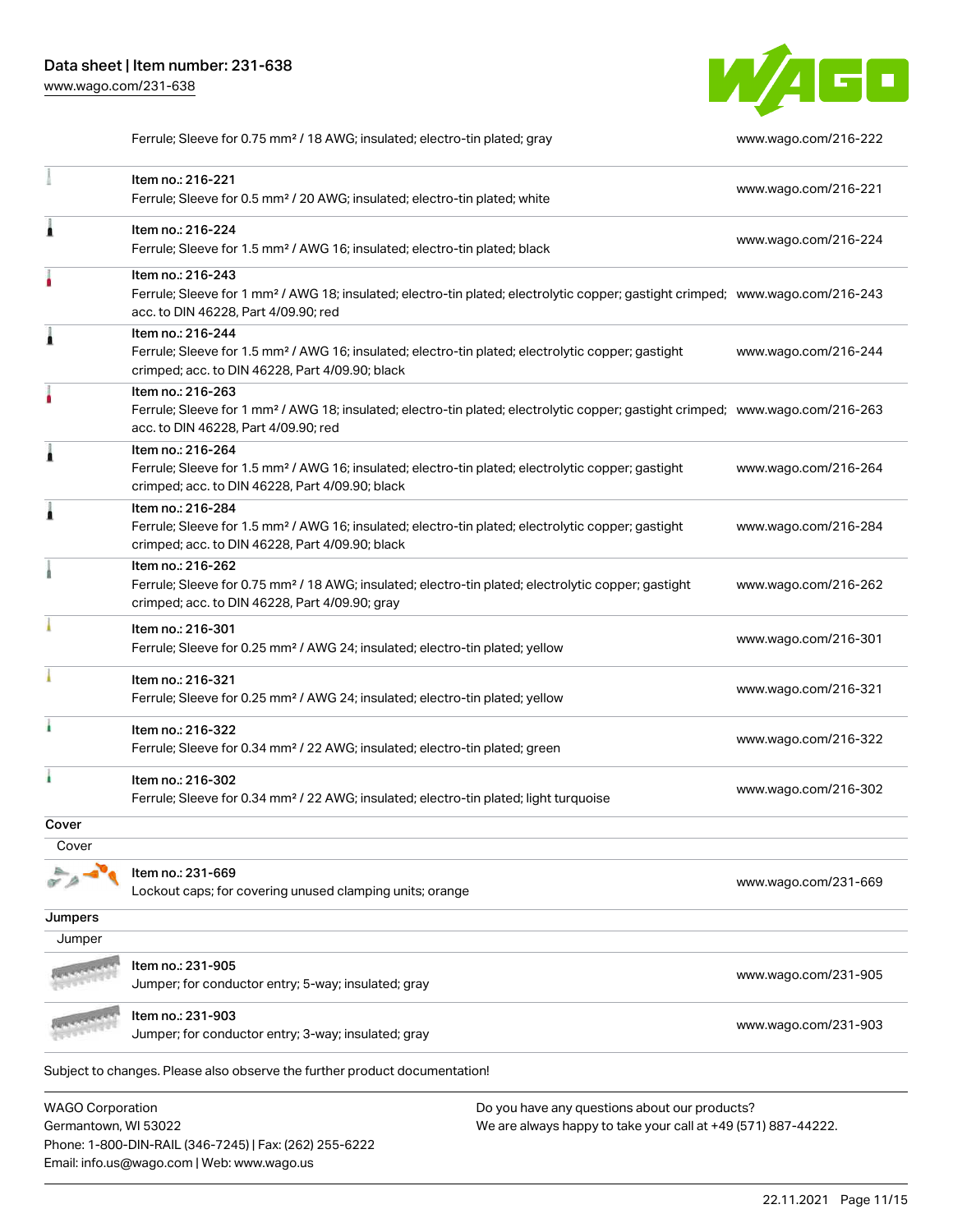| | | |
|---|---|---|
| | Ferrule; Sleeve for 0.75 mm² / 18 AWG; insulated; electro-tin plated; gray | www.wago.com/216-222 |
| | Item no.: 216-221<br>Ferrule; Sleeve for 0.5 mm² / 20 AWG; insulated; electro-tin plated; white | www.wago.com/216-221 |
| | Item no.: 216-224<br>Ferrule; Sleeve for 1.5 mm² / AWG 16; insulated; electro-tin plated; black | www.wago.com/216-224 |
| | Item no.: 216-243<br>Ferrule; Sleeve for 1 mm² / AWG 18; insulated; electro-tin plated; electrolytic copper; gastight crimped; acc. to DIN 46228, Part 4/09.90; red | www.wago.com/216-243 |
| | Item no.: 216-244<br>Ferrule; Sleeve for 1.5 mm² / AWG 16; insulated; electro-tin plated; electrolytic copper; gastight crimped; acc. to DIN 46228, Part 4/09.90; black | www.wago.com/216-244 |
| | Item no.: 216-263<br>Ferrule; Sleeve for 1 mm² / AWG 18; insulated; electro-tin plated; electrolytic copper; gastight crimped; acc. to DIN 46228, Part 4/09.90; red | www.wago.com/216-263 |
| | Item no.: 216-264<br>Ferrule; Sleeve for 1.5 mm² / AWG 16; insulated; electro-tin plated; electrolytic copper; gastight crimped; acc. to DIN 46228, Part 4/09.90; black | www.wago.com/216-264 |
| | Item no.: 216-284<br>Ferrule; Sleeve for 1.5 mm² / AWG 16; insulated; electro-tin plated; electrolytic copper; gastight crimped; acc. to DIN 46228, Part 4/09.90; black | www.wago.com/216-284 |
| | Item no.: 216-262<br>Ferrule; Sleeve for 0.75 mm² / 18 AWG; insulated; electro-tin plated; electrolytic copper; gastight crimped; acc. to DIN 46228, Part 4/09.90; gray | www.wago.com/216-262 |
| | Item no.: 216-301<br>Ferrule; Sleeve for 0.25 mm² / AWG 24; insulated; electro-tin plated; yellow | www.wago.com/216-301 |
| | Item no.: 216-321<br>Ferrule; Sleeve for 0.25 mm² / AWG 24; insulated; electro-tin plated; yellow | www.wago.com/216-321 |
| | Item no.: 216-322<br>Ferrule; Sleeve for 0.34 mm² / 22 AWG; insulated; electro-tin plated; green | www.wago.com/216-322 |
| | Item no.: 216-302<br>Ferrule; Sleeve for 0.34 mm² / 22 AWG; insulated; electro-tin plated; light turquoise | www.wago.com/216-302 |

**Cover**

Cover

| | | |
|---|---|---|
| | Item no.: 231-669<br>Lockout caps; for covering unused clamping units; orange | www.wago.com/231-669 |

**Jumpers**

Jumper

| | | |
|---|---|---|
| | Item no.: 231-905<br>Jumper; for conductor entry; 5-way; insulated; gray | www.wago.com/231-905 |
| | Item no.: 231-903<br>Jumper; for conductor entry; 3-way; insulated; gray | www.wago.com/231-903 |

Subject to changes. Please also observe the further product documentation!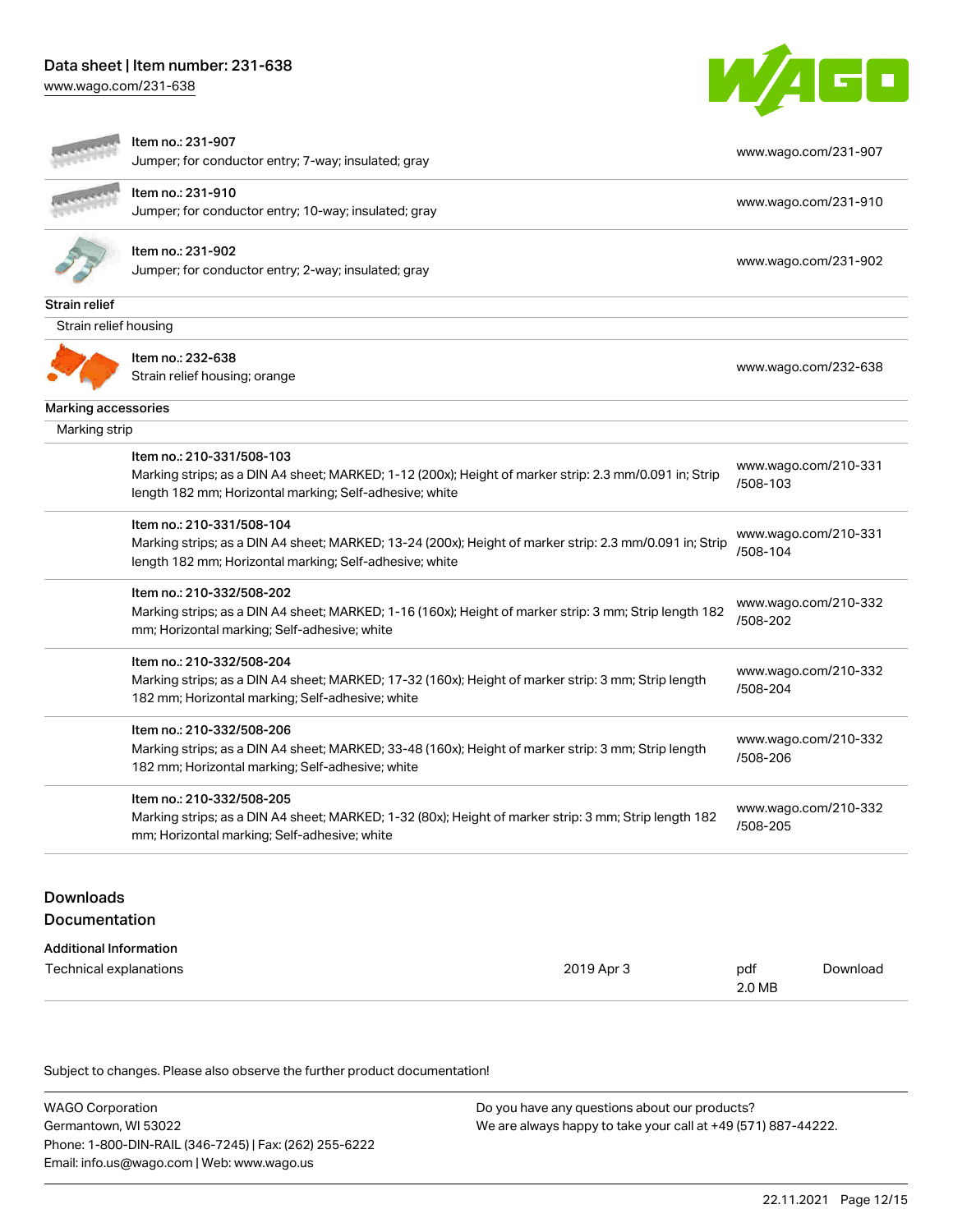| | | |
|---|---|---|
| | Item no.: 231-907<br>Jumper; for conductor entry; 7-way; insulated; gray | www.wago.com/231-907 |
| | Item no.: 231-910<br>Jumper; for conductor entry; 10-way; insulated; gray | www.wago.com/231-910 |
| | Item no.: 231-902<br>Jumper; for conductor entry; 2-way; insulated; gray | www.wago.com/231-902 |

**Strain relief**

Strain relief housing

| | | |
|---|---|---|
| | Item no.: 232-638<br>Strain relief housing; orange | www.wago.com/232-638 |

**Marking accessories**

Marking strip

| | | |
|---|---|---|
| | Item no.: 210-331/508-103<br>Marking strips; as a DIN A4 sheet; MARKED; 1-12 (200x); Height of marker strip: 2.3 mm/0.091 in; Strip length 182 mm; Horizontal marking; Self-adhesive; white | www.wago.com/210-331/508-103 |
| | Item no.: 210-331/508-104<br>Marking strips; as a DIN A4 sheet; MARKED; 13-24 (200x); Height of marker strip: 2.3 mm/0.091 in; Strip length 182 mm; Horizontal marking; Self-adhesive; white | www.wago.com/210-331/508-104 |
| | Item no.: 210-332/508-202<br>Marking strips; as a DIN A4 sheet; MARKED; 1-16 (160x); Height of marker strip: 3 mm; Strip length 182 mm; Horizontal marking; Self-adhesive; white | www.wago.com/210-332/508-202 |
| | Item no.: 210-332/508-204<br>Marking strips; as a DIN A4 sheet; MARKED; 17-32 (160x); Height of marker strip: 3 mm; Strip length 182 mm; Horizontal marking; Self-adhesive; white | www.wago.com/210-332/508-204 |
| | Item no.: 210-332/508-206<br>Marking strips; as a DIN A4 sheet; MARKED; 33-48 (160x); Height of marker strip: 3 mm; Strip length 182 mm; Horizontal marking; Self-adhesive; white | www.wago.com/210-332/508-206 |
| | Item no.: 210-332/508-205<br>Marking strips; as a DIN A4 sheet; MARKED; 1-32 (80x); Height of marker strip: 3 mm; Strip length 182 mm; Horizontal marking; Self-adhesive; white | www.wago.com/210-332/508-205 |

## Downloads

## Documentation

**Additional Information**

| | | | |
|---|---|---|---|
| Technical explanations | 2019 Apr 3 | pdf<br>2.0 MB | Download |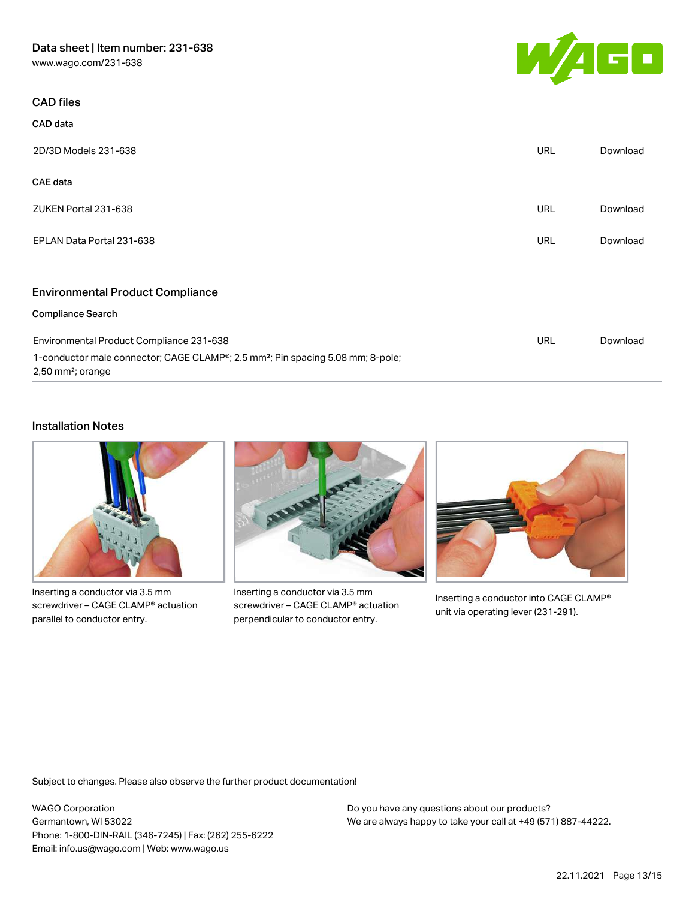## CAD files

### CAD data

| | | |
|---|---|---|
| 2D/3D Models 231-638 | URL | Download |

### CAE data

| | | |
|---|---|---|
| ZUKEN Portal 231-638 | URL | Download |
| EPLAN Data Portal 231-638 | URL | Download |

## Environmental Product Compliance

### Compliance Search

| | | |
|---|---|---|
| Environmental Product Compliance 231-638<br>1-conductor male connector; CAGE CLAMP®; 2.5 mm²; Pin spacing 5.08 mm; 8-pole; 2,50 mm²; orange | URL | Download |

## Installation Notes

Inserting a conductor via 3.5 mm screwdriver – CAGE CLAMP® actuation parallel to conductor entry.

Inserting a conductor via 3.5 mm screwdriver – CAGE CLAMP® actuation perpendicular to conductor entry.

Inserting a conductor into CAGE CLAMP® unit via operating lever (231-291).

Subject to changes. Please also observe the further product documentation!

WAGO Corporation
Germantown, WI 53022
Phone: 1-800-DIN-RAIL (346-7245) | Fax: (262) 255-6222
Email: info.us@wago.com | Web: www.wago.us

Do you have any questions about our products?
We are always happy to take your call at +49 (571) 887-44222.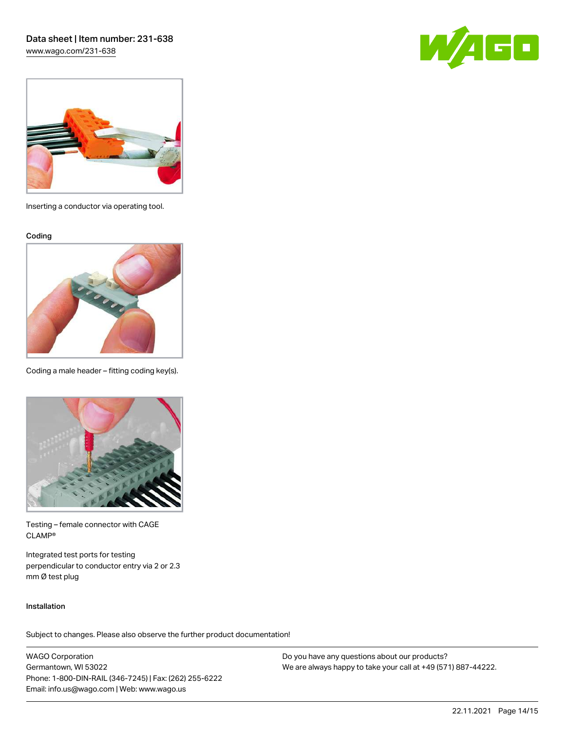Inserting a conductor via operating tool.

### Coding

Coding a male header – fitting coding key(s).

Testing – female connector with CAGE CLAMP®

Integrated test ports for testing perpendicular to conductor entry via 2 or 2.3 mm Ø test plug

### Installation

Subject to changes. Please also observe the further product documentation!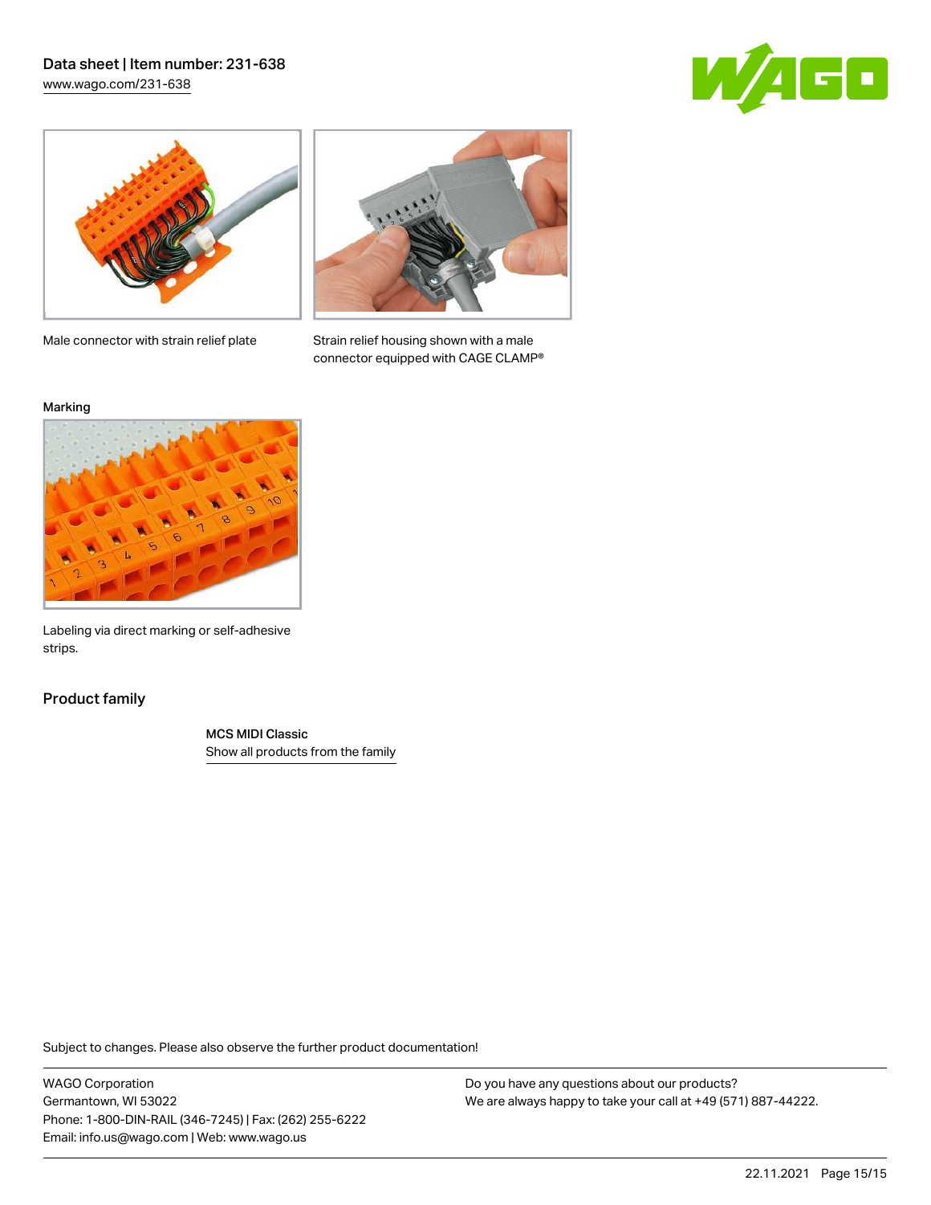Male connector with strain relief plate

Strain relief housing shown with a male connector equipped with CAGE CLAMP®

Marking

Labeling via direct marking or self-adhesive strips.

## Product family

MCS MIDI Classic
Show all products from the family

Subject to changes. Please also observe the further product documentation!

WAGO Corporation
Germantown, WI 53022
Phone: 1-800-DIN-RAIL (346-7245) | Fax: (262) 255-6222
Email: info.us@wago.com | Web: www.wago.us

Do you have any questions about our products?
We are always happy to take your call at +49 (571) 887-44222.